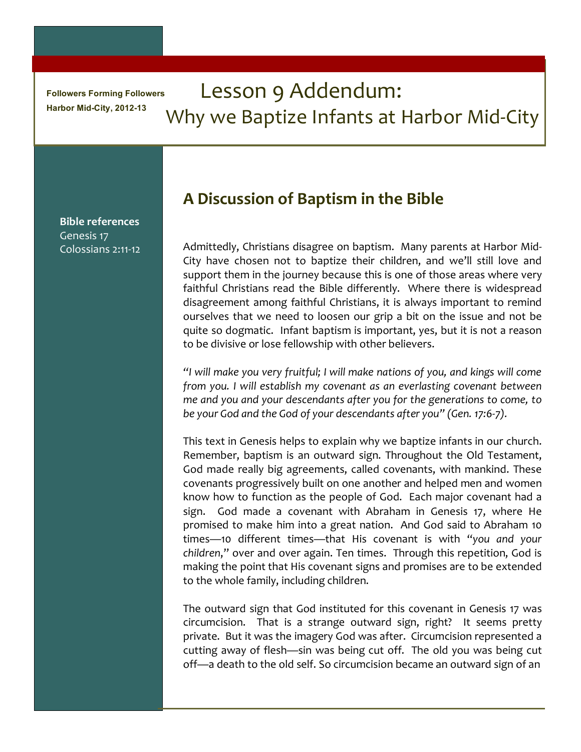Followers Forming Followers
Harbor Mid-City, 2012-13

# Lesson 9 Addendum: Why we Baptize Infants at Harbor Mid-City

**Bible references**
Genesis 17
Colossians 2:11-12

## A Discussion of Baptism in the Bible

Admittedly, Christians disagree on baptism. Many parents at Harbor Mid-City have chosen not to baptize their children, and we'll still love and support them in the journey because this is one of those areas where very faithful Christians read the Bible differently. Where there is widespread disagreement among faithful Christians, it is always important to remind ourselves that we need to loosen our grip a bit on the issue and not be quite so dogmatic. Infant baptism is important, yes, but it is not a reason to be divisive or lose fellowship with other believers.

*"I will make you very fruitful; I will make nations of you, and kings will come from you. I will establish my covenant as an everlasting covenant between me and you and your descendants after you for the generations to come, to be your God and the God of your descendants after you" (Gen. 17:6-7).*

This text in Genesis helps to explain why we baptize infants in our church. Remember, baptism is an outward sign. Throughout the Old Testament, God made really big agreements, called covenants, with mankind. These covenants progressively built on one another and helped men and women know how to function as the people of God. Each major covenant had a sign. God made a covenant with Abraham in Genesis 17, where He promised to make him into a great nation. And God said to Abraham 10 times—10 different times—that His covenant is with "*you and your children*," over and over again. Ten times. Through this repetition, God is making the point that His covenant signs and promises are to be extended to the whole family, including children.

The outward sign that God instituted for this covenant in Genesis 17 was circumcision. That is a strange outward sign, right? It seems pretty private. But it was the imagery God was after. Circumcision represented a cutting away of flesh—sin was being cut off. The old you was being cut off—a death to the old self. So circumcision became an outward sign of an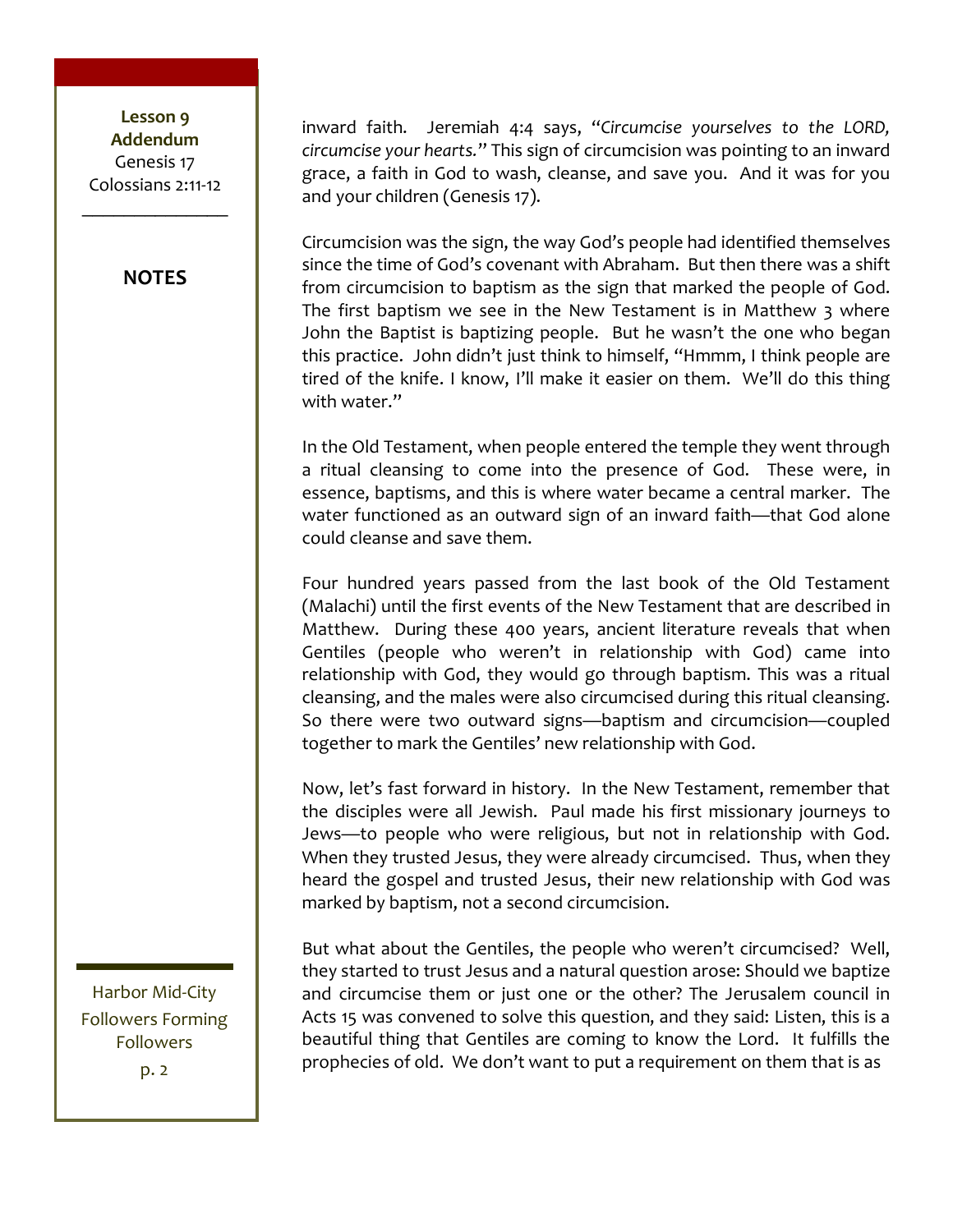inward faith. Jeremiah 4:4 says, "*Circumcise yourselves to the LORD, circumcise your hearts.*" This sign of circumcision was pointing to an inward grace, a faith in God to wash, cleanse, and save you. And it was for you and your children (Genesis 17).

Circumcision was the sign, the way God's people had identified themselves since the time of God's covenant with Abraham. But then there was a shift from circumcision to baptism as the sign that marked the people of God. The first baptism we see in the New Testament is in Matthew 3 where John the Baptist is baptizing people. But he wasn't the one who began this practice. John didn't just think to himself, "Hmmm, I think people are tired of the knife. I know, I'll make it easier on them. We'll do this thing with water."

In the Old Testament, when people entered the temple they went through a ritual cleansing to come into the presence of God. These were, in essence, baptisms, and this is where water became a central marker. The water functioned as an outward sign of an inward faith—that God alone could cleanse and save them.

Four hundred years passed from the last book of the Old Testament (Malachi) until the first events of the New Testament that are described in Matthew. During these 400 years, ancient literature reveals that when Gentiles (people who weren't in relationship with God) came into relationship with God, they would go through baptism. This was a ritual cleansing, and the males were also circumcised during this ritual cleansing. So there were two outward signs—baptism and circumcision—coupled together to mark the Gentiles' new relationship with God.

Now, let's fast forward in history. In the New Testament, remember that the disciples were all Jewish. Paul made his first missionary journeys to Jews—to people who were religious, but not in relationship with God. When they trusted Jesus, they were already circumcised. Thus, when they heard the gospel and trusted Jesus, their new relationship with God was marked by baptism, not a second circumcision.

But what about the Gentiles, the people who weren't circumcised? Well, they started to trust Jesus and a natural question arose: Should we baptize and circumcise them or just one or the other? The Jerusalem council in Acts 15 was convened to solve this question, and they said: Listen, this is a beautiful thing that Gentiles are coming to know the Lord. It fulfills the prophecies of old. We don't want to put a requirement on them that is as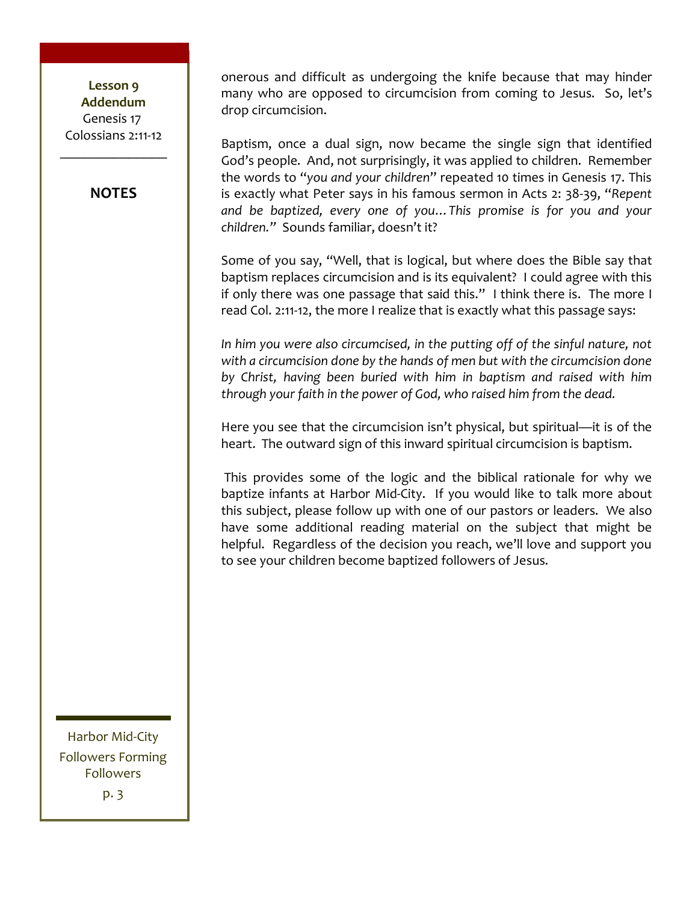**Lesson 9 Addendum**
Genesis 17
Colossians 2:11-12

**NOTES**

onerous and difficult as undergoing the knife because that may hinder many who are opposed to circumcision from coming to Jesus. So, let's drop circumcision.

Baptism, once a dual sign, now became the single sign that identified God's people. And, not surprisingly, it was applied to children. Remember the words to "*you and your children*" repeated 10 times in Genesis 17. This is exactly what Peter says in his famous sermon in Acts 2: 38-39, "*Repent and be baptized, every one of you…This promise is for you and your children.*" Sounds familiar, doesn't it?

Some of you say, "Well, that is logical, but where does the Bible say that baptism replaces circumcision and is its equivalent? I could agree with this if only there was one passage that said this." I think there is. The more I read Col. 2:11-12, the more I realize that is exactly what this passage says:

*In him you were also circumcised, in the putting off of the sinful nature, not with a circumcision done by the hands of men but with the circumcision done by Christ, having been buried with him in baptism and raised with him through your faith in the power of God, who raised him from the dead.*

Here you see that the circumcision isn't physical, but spiritual—it is of the heart. The outward sign of this inward spiritual circumcision is baptism.

This provides some of the logic and the biblical rationale for why we baptize infants at Harbor Mid-City. If you would like to talk more about this subject, please follow up with one of our pastors or leaders. We also have some additional reading material on the subject that might be helpful. Regardless of the decision you reach, we'll love and support you to see your children become baptized followers of Jesus.